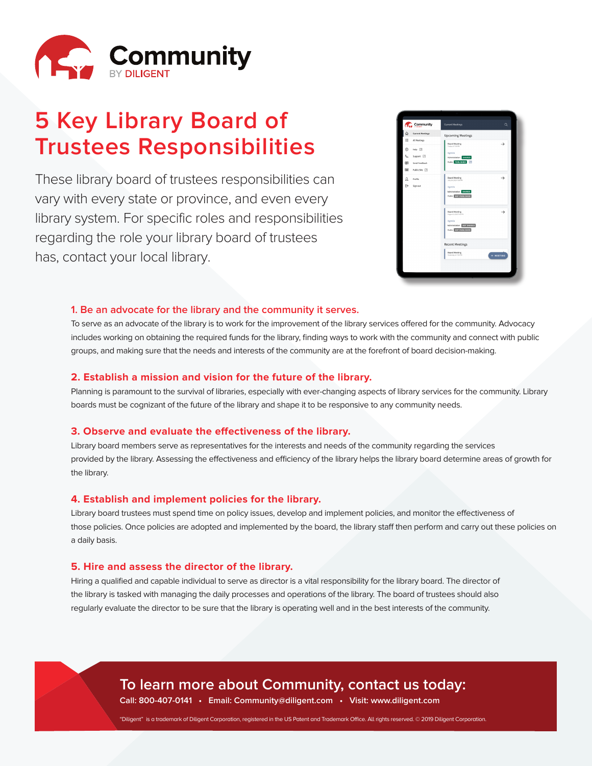Community
BY DILIGENT

# 5 Key Library Board of Trustees Responsibilities

These library board of trustees responsibilities can vary with every state or province, and even every library system. For specific roles and responsibilities regarding the role your library board of trustees has, contact your local library.

### 1. Be an advocate for the library and the community it serves.

To serve as an advocate of the library is to work for the improvement of the library services offered for the community. Advocacy includes working on obtaining the required funds for the library, finding ways to work with the community and connect with public groups, and making sure that the needs and interests of the community are at the forefront of board decision-making.

### 2. Establish a mission and vision for the future of the library.

Planning is paramount to the survival of libraries, especially with ever-changing aspects of library services for the community. Library boards must be cognizant of the future of the library and shape it to be responsive to any community needs.

### 3. Observe and evaluate the effectiveness of the library.

Library board members serve as representatives for the interests and needs of the community regarding the services provided by the library. Assessing the effectiveness and efficiency of the library helps the library board determine areas of growth for the library.

### 4. Establish and implement policies for the library.

Library board trustees must spend time on policy issues, develop and implement policies, and monitor the effectiveness of those policies. Once policies are adopted and implemented by the board, the library staff then perform and carry out these policies on a daily basis.

### 5. Hire and assess the director of the library.

Hiring a qualified and capable individual to serve as director is a vital responsibility for the library board. The director of the library is tasked with managing the daily processes and operations of the library. The board of trustees should also regularly evaluate the director to be sure that the library is operating well and in the best interests of the community.

## To learn more about Community, contact us today:

**Call: 800-407-0141 • Email: Community@diligent.com • Visit: www.diligent.com**

"Diligent" is a trademark of Diligent Corporation, registered in the US Patent and Trademark Office. All rights reserved. © 2019 Diligent Corporation.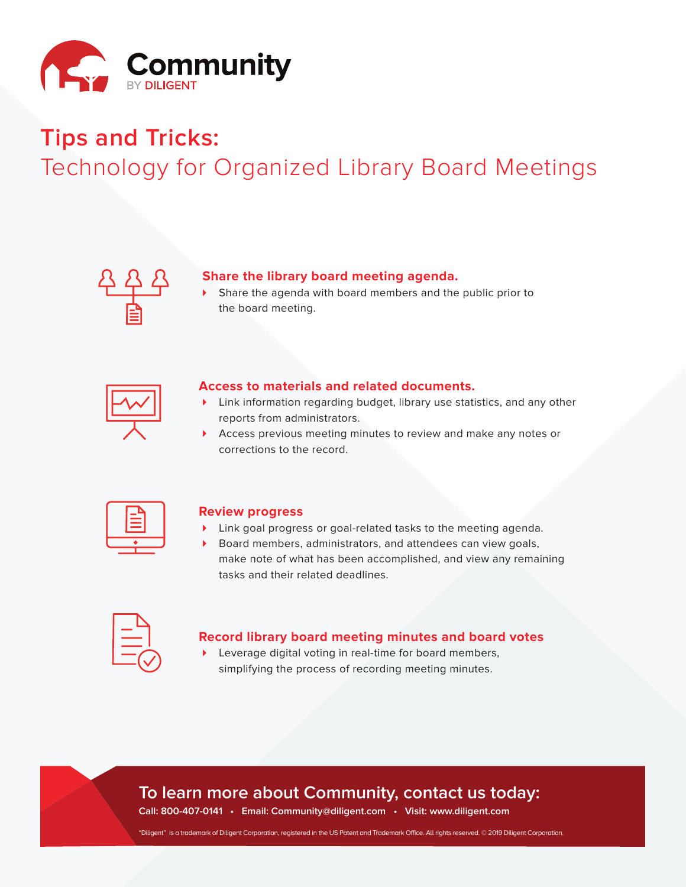# Community

BY DILIGENT

## Tips and Tricks:

## Technology for Organized Library Board Meetings

### Share the library board meeting agenda.

- Share the agenda with board members and the public prior to the board meeting.

### Access to materials and related documents.

- Link information regarding budget, library use statistics, and any other reports from administrators.
- Access previous meeting minutes to review and make any notes or corrections to the record.

### Review progress

- Link goal progress or goal-related tasks to the meeting agenda.
- Board members, administrators, and attendees can view goals, make note of what has been accomplished, and view any remaining tasks and their related deadlines.

### Record library board meeting minutes and board votes

- Leverage digital voting in real-time for board members, simplifying the process of recording meeting minutes.

**To learn more about Community, contact us today:**

Call: 800-407-0141 • Email: Community@diligent.com • Visit: www.diligent.com

"Diligent" is a trademark of Diligent Corporation, registered in the US Patent and Trademark Office. All rights reserved. © 2019 Diligent Corporation.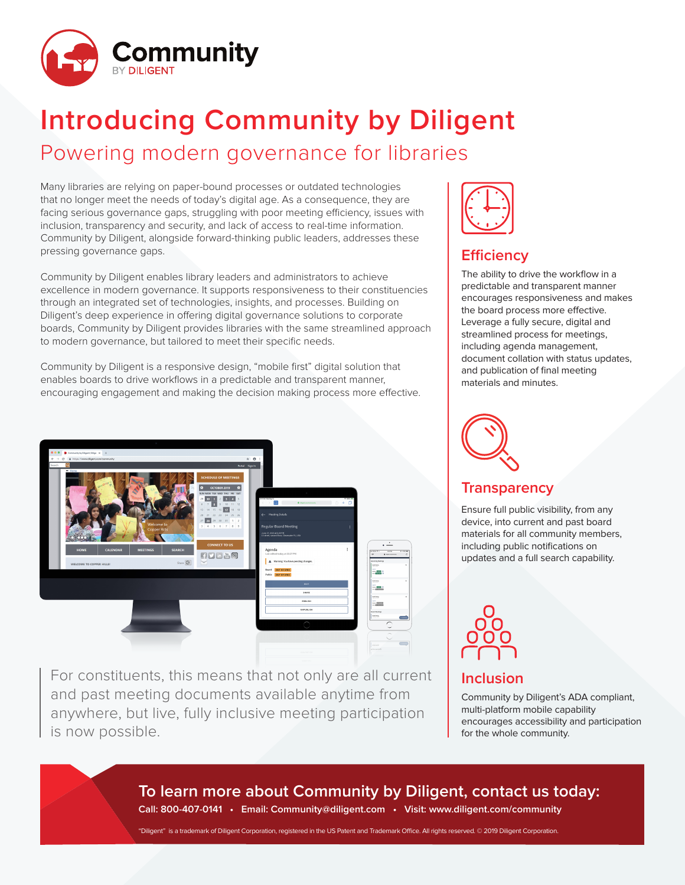Community
BY DILIGENT

# Introducing Community by Diligent

## Powering modern governance for libraries

Many libraries are relying on paper-bound processes or outdated technologies that no longer meet the needs of today's digital age. As a consequence, they are facing serious governance gaps, struggling with poor meeting efficiency, issues with inclusion, transparency and security, and lack of access to real-time information. Community by Diligent, alongside forward-thinking public leaders, addresses these pressing governance gaps.

Community by Diligent enables library leaders and administrators to achieve excellence in modern governance. It supports responsiveness to their constituencies through an integrated set of technologies, insights, and processes. Building on Diligent's deep experience in offering digital governance solutions to corporate boards, Community by Diligent provides libraries with the same streamlined approach to modern governance, but tailored to meet their specific needs.

Community by Diligent is a responsive design, "mobile first" digital solution that enables boards to drive workflows in a predictable and transparent manner, encouraging engagement and making the decision making process more effective.

For constituents, this means that not only are all current and past meeting documents available anytime from anywhere, but live, fully inclusive meeting participation is now possible.

### Efficiency

The ability to drive the workflow in a predictable and transparent manner encourages responsiveness and makes the board process more effective. Leverage a fully secure, digital and streamlined process for meetings, including agenda management, document collation with status updates, and publication of final meeting materials and minutes.

### Transparency

Ensure full public visibility, from any device, into current and past board materials for all community members, including public notifications on updates and a full search capability.

### Inclusion

Community by Diligent's ADA compliant, multi-platform mobile capability encourages accessibility and participation for the whole community.

## To learn more about Community by Diligent, contact us today:

**Call: 800-407-0141 • Email: Community@diligent.com • Visit: www.diligent.com/community**

"Diligent" is a trademark of Diligent Corporation, registered in the US Patent and Trademark Office. All rights reserved. © 2019 Diligent Corporation.